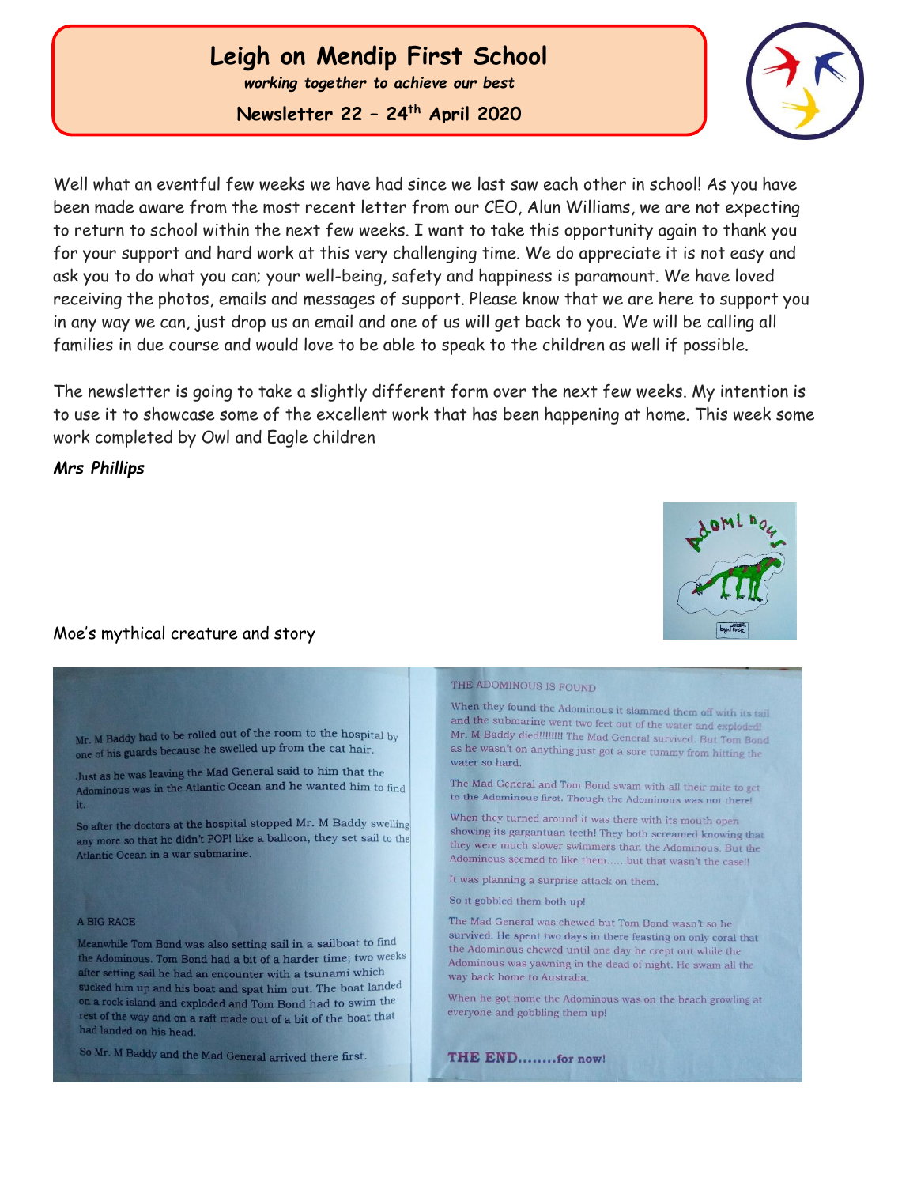# Leigh on Mendip First School

*working together to achieve our best*

**Newsletter 22 – 24th April 2020**

Well what an eventful few weeks we have had since we last saw each other in school! As you have been made aware from the most recent letter from our CEO, Alun Williams, we are not expecting to return to school within the next few weeks. I want to take this opportunity again to thank you for your support and hard work at this very challenging time. We do appreciate it is not easy and ask you to do what you can; your well-being, safety and happiness is paramount. We have loved receiving the photos, emails and messages of support. Please know that we are here to support you in any way we can, just drop us an email and one of us will get back to you. We will be calling all families in due course and would love to be able to speak to the children as well if possible.

The newsletter is going to take a slightly different form over the next few weeks. My intention is to use it to showcase some of the excellent work that has been happening at home. This week some work completed by Owl and Eagle children

***Mrs Phillips***

Moe's mythical creature and story

Mr. M Baddy had to be rolled out of the room to the hospital by one of his guards because he swelled up from the cat hair.

Just as he was leaving the Mad General said to him that the Adominous was in the Atlantic Ocean and he wanted him to find it.

So after the doctors at the hospital stopped Mr. M Baddy swelling any more so that he didn't POP! like a balloon, they set sail to the Atlantic Ocean in a war submarine.

A BIG RACE

Meanwhile Tom Bond was also setting sail in a sailboat to find the Adominous. Tom Bond had a bit of a harder time; two weeks after setting sail he had an encounter with a tsunami which sucked him up and his boat and spat him out. The boat landed on a rock island and exploded and Tom Bond had to swim the rest of the way and on a raft made out of a bit of the boat that had landed on his head.

So Mr. M Baddy and the Mad General arrived there first.

THE ADOMINOUS IS FOUND

When they found the Adominous it slammed them off with its tail and the submarine went two feet out of the water and exploded! Mr. M Baddy died!!!!!!!! The Mad General survived. But Tom Bond as he wasn't on anything just got a sore tummy from hitting the water so hard.

The Mad General and Tom Bond swam with all their mite to get to the Adominous first. Though the Adominous was not there!

When they turned around it was there with its mouth open showing its gargantuan teeth! They both screamed knowing that they were much slower swimmers than the Adominous. But the Adominous seemed to like them......but that wasn't the case!!

It was planning a surprise attack on them.

So it gobbled them both up!

The Mad General was chewed but Tom Bond wasn't so he survived. He spent two days in there feasting on only coral that the Adominous chewed until one day he crept out while the Adominous was yawning in the dead of night. He swam all the way back home to Australia.

When he got home the Adominous was on the beach growling at everyone and gobbling them up!

**THE END........for now!**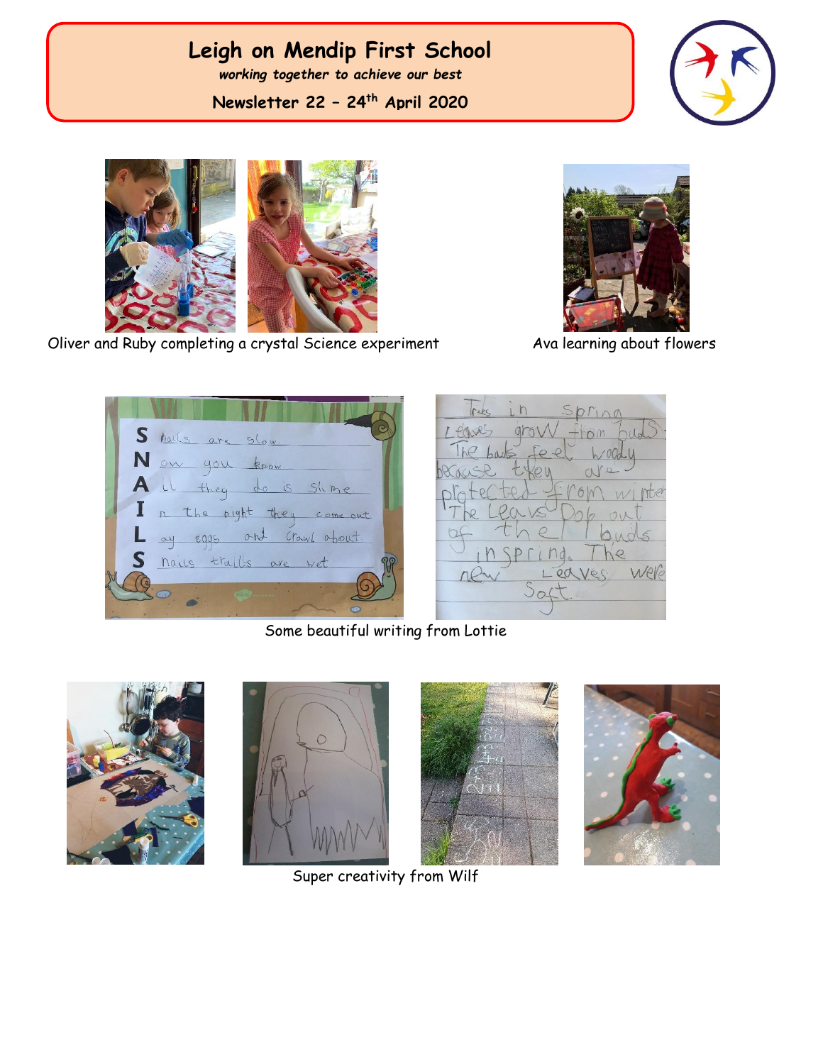# Leigh on Mendip First School

*working together to achieve our best*

**Newsletter 22 – 24th April 2020**

Oliver and Ruby completing a crystal Science experiment

Ava learning about flowers

Some beautiful writing from Lottie

Super creativity from Wilf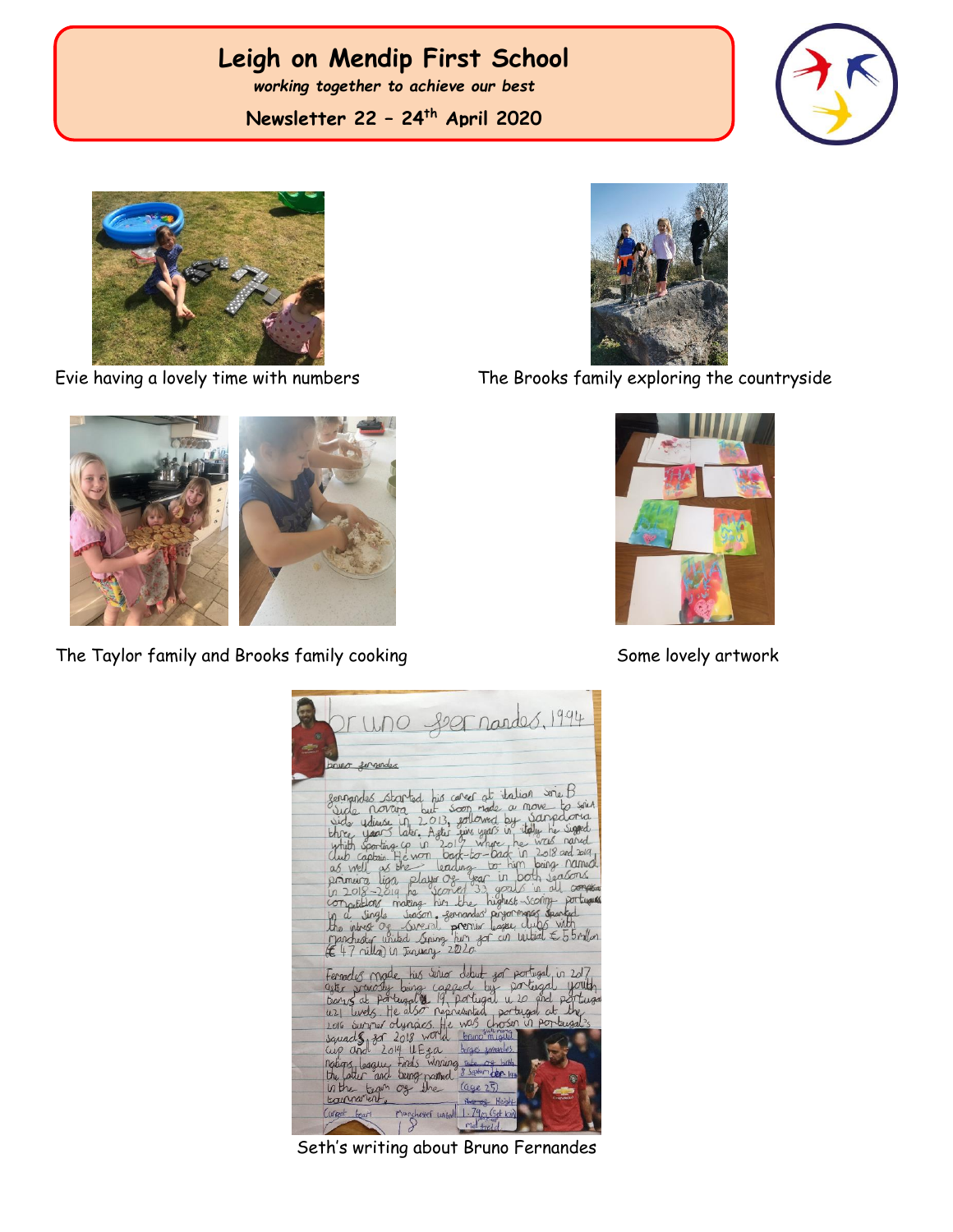# Leigh on Mendip First School

***working together to achieve our best***

**Newsletter 22 – 24th April 2020**

Evie having a lovely time with numbers

The Brooks family exploring the countryside

The Taylor family and Brooks family cooking

Some lovely artwork

Seth's writing about Bruno Fernandes